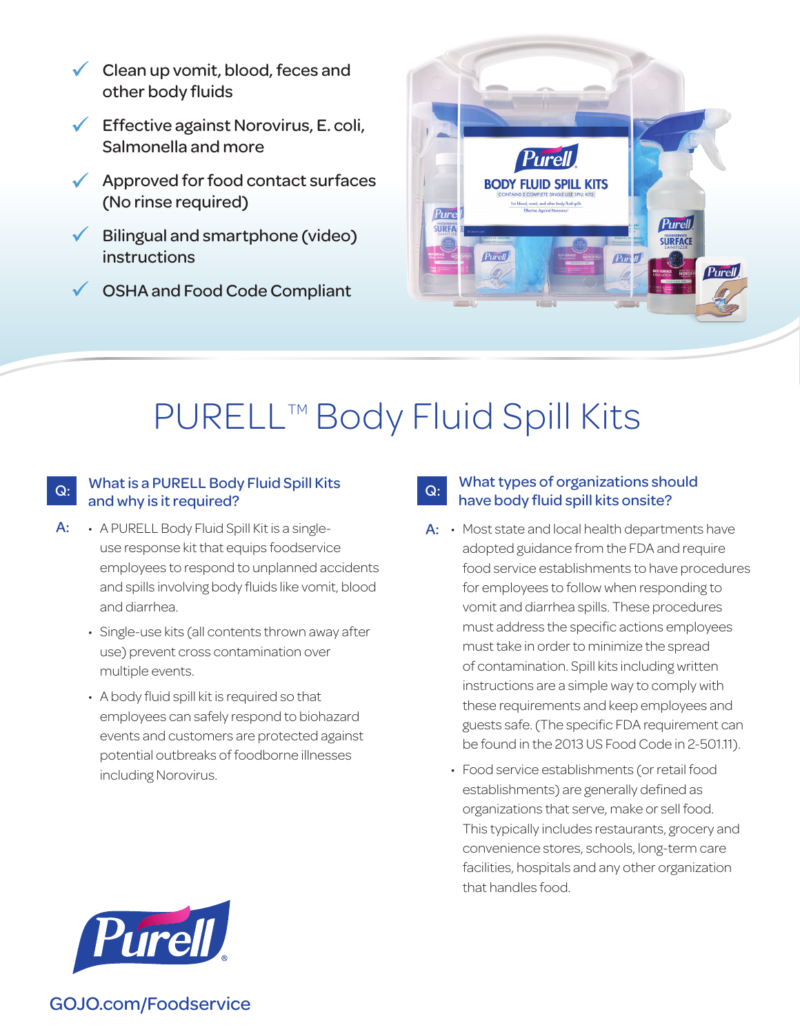- ✓ Clean up vomit, blood, feces and other body fluids
- ✓ Effective against Norovirus, E. coli, Salmonella and more
- ✓ Approved for food contact surfaces (No rinse required)
- ✓ Bilingual and smartphone (video) instructions
- ✓ OSHA and Food Code Compliant

# PURELL™ Body Fluid Spill Kits

## Q: What is a PURELL Body Fluid Spill Kits and why is it required?

**A:**

- A PURELL Body Fluid Spill Kit is a single-use response kit that equips foodservice employees to respond to unplanned accidents and spills involving body fluids like vomit, blood and diarrhea.
- Single-use kits (all contents thrown away after use) prevent cross contamination over multiple events.
- A body fluid spill kit is required so that employees can safely respond to biohazard events and customers are protected against potential outbreaks of foodborne illnesses including Norovirus.

## Q: What types of organizations should have body fluid spill kits onsite?

**A:**

- Most state and local health departments have adopted guidance from the FDA and require food service establishments to have procedures for employees to follow when responding to vomit and diarrhea spills. These procedures must address the specific actions employees must take in order to minimize the spread of contamination. Spill kits including written instructions are a simple way to comply with these requirements and keep employees and guests safe. (The specific FDA requirement can be found in the 2013 US Food Code in 2-501.11).
- Food service establishments (or retail food establishments) are generally defined as organizations that serve, make or sell food. This typically includes restaurants, grocery and convenience stores, schools, long-term care facilities, hospitals and any other organization that handles food.

Purell®

GOJO.com/Foodservice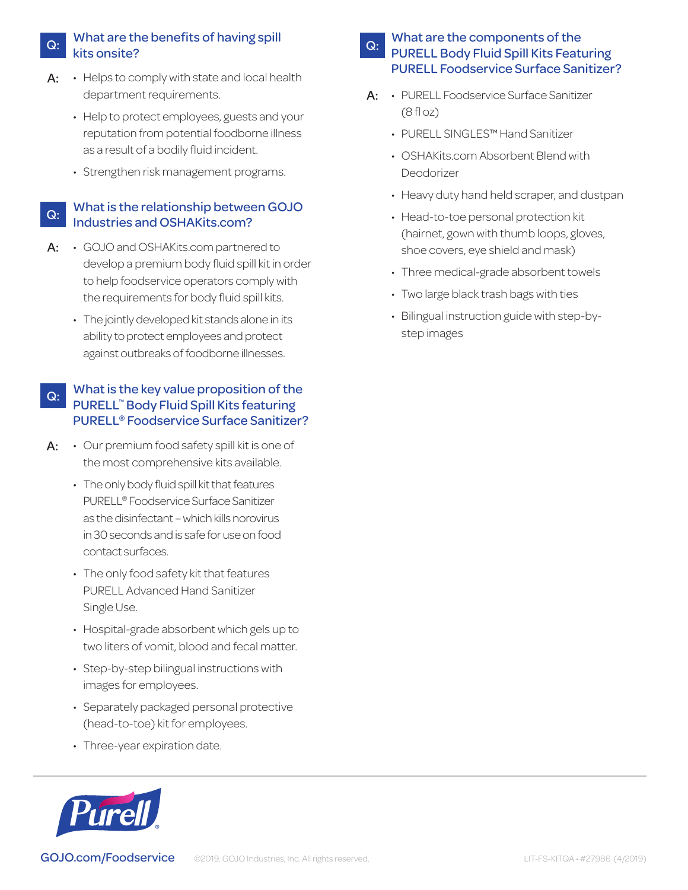## Q: What are the benefits of having spill kits onsite?

A:

- Helps to comply with state and local health department requirements.
- Help to protect employees, guests and your reputation from potential foodborne illness as a result of a bodily fluid incident.
- Strengthen risk management programs.

## Q: What is the relationship between GOJO Industries and OSHAKits.com?

A:

- GOJO and OSHAKits.com partnered to develop a premium body fluid spill kit in order to help foodservice operators comply with the requirements for body fluid spill kits.
- The jointly developed kit stands alone in its ability to protect employees and protect against outbreaks of foodborne illnesses.

## Q: What is the key value proposition of the PURELL™ Body Fluid Spill Kits featuring PURELL® Foodservice Surface Sanitizer?

A:

- Our premium food safety spill kit is one of the most comprehensive kits available.
- The only body fluid spill kit that features PURELL® Foodservice Surface Sanitizer as the disinfectant – which kills norovirus in 30 seconds and is safe for use on food contact surfaces.
- The only food safety kit that features PURELL Advanced Hand Sanitizer Single Use.
- Hospital-grade absorbent which gels up to two liters of vomit, blood and fecal matter.
- Step-by-step bilingual instructions with images for employees.
- Separately packaged personal protective (head-to-toe) kit for employees.
- Three-year expiration date.

## Q: What are the components of the PURELL Body Fluid Spill Kits Featuring PURELL Foodservice Surface Sanitizer?

A:

- PURELL Foodservice Surface Sanitizer (8 fl oz)
- PURELL SINGLES™ Hand Sanitizer
- OSHAKits.com Absorbent Blend with Deodorizer
- Heavy duty hand held scraper, and dustpan
- Head-to-toe personal protection kit (hairnet, gown with thumb loops, gloves, shoe covers, eye shield and mask)
- Three medical-grade absorbent towels
- Two large black trash bags with ties
- Bilingual instruction guide with step-by-step images

GOJO.com/Foodservice ©2019. GOJO Industries, Inc. All rights reserved. LIT-FS-KITQA • #27986 (4/2019)